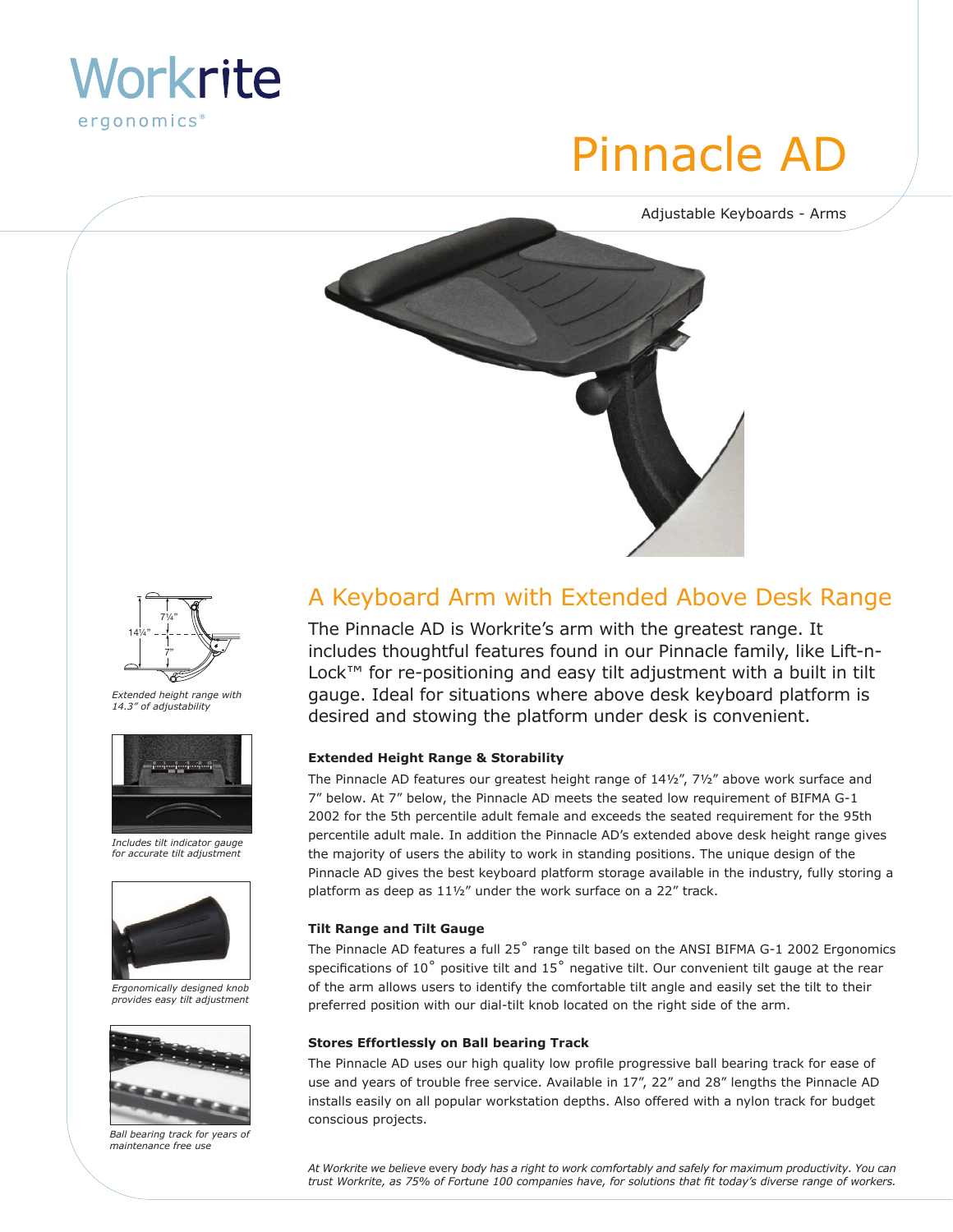Workrite ergonomics®

# Pinnacle AD

Adjustable Keyboards - Arms

7¼"

14¼"

7"

*Extended height range with 14.3" of adjustability*

*Includes tilt indicator gauge for accurate tilt adjustment*

*Ergonomically designed knob provides easy tilt adjustment*

*Ball bearing track for years of maintenance free use*

## A Keyboard Arm with Extended Above Desk Range

The Pinnacle AD is Workrite's arm with the greatest range. It includes thoughtful features found in our Pinnacle family, like Lift-n-Lock™ for re-positioning and easy tilt adjustment with a built in tilt gauge. Ideal for situations where above desk keyboard platform is desired and stowing the platform under desk is convenient.

### Extended Height Range & Storability

The Pinnacle AD features our greatest height range of 14½", 7½" above work surface and 7" below. At 7" below, the Pinnacle AD meets the seated low requirement of BIFMA G-1 2002 for the 5th percentile adult female and exceeds the seated requirement for the 95th percentile adult male. In addition the Pinnacle AD's extended above desk height range gives the majority of users the ability to work in standing positions. The unique design of the Pinnacle AD gives the best keyboard platform storage available in the industry, fully storing a platform as deep as 11½" under the work surface on a 22" track.

### Tilt Range and Tilt Gauge

The Pinnacle AD features a full 25˚ range tilt based on the ANSI BIFMA G-1 2002 Ergonomics specifications of 10˚ positive tilt and 15˚ negative tilt. Our convenient tilt gauge at the rear of the arm allows users to identify the comfortable tilt angle and easily set the tilt to their preferred position with our dial-tilt knob located on the right side of the arm.

### Stores Effortlessly on Ball bearing Track

The Pinnacle AD uses our high quality low profile progressive ball bearing track for ease of use and years of trouble free service. Available in 17", 22" and 28" lengths the Pinnacle AD installs easily on all popular workstation depths. Also offered with a nylon track for budget conscious projects.

*At Workrite we believe every body has a right to work comfortably and safely for maximum productivity. You can trust Workrite, as 75% of Fortune 100 companies have, for solutions that fit today's diverse range of workers.*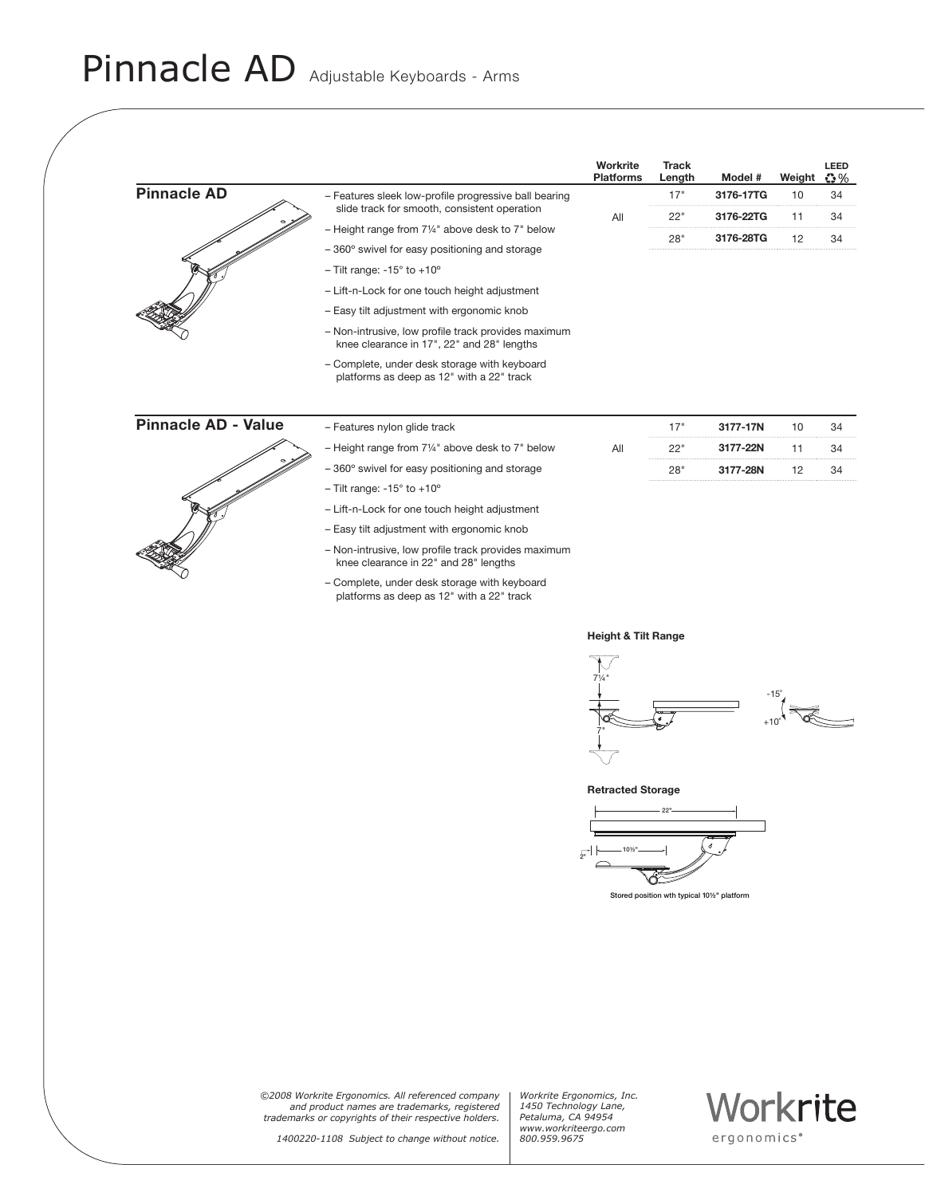# Pinnacle AD Adjustable Keyboards - Arms

## Pinnacle AD

- Features sleek low-profile progressive ball bearing slide track for smooth, consistent operation
- Height range from 7¼" above desk to 7" below
- 360º swivel for easy positioning and storage
- Tilt range: -15° to +10º
- Lift-n-Lock for one touch height adjustment
- Easy tilt adjustment with ergonomic knob
- Non-intrusive, low profile track provides maximum knee clearance in 17", 22" and 28" lengths
- Complete, under desk storage with keyboard platforms as deep as 12" with a 22" track

| Workrite Platforms | Track Length | Model # | Weight | LEED ♻% |
|---|---|---|---|---|
| All | 17" | **3176-17TG** | 10 | 34 |
| | 22" | **3176-22TG** | 11 | 34 |
| | 28" | **3176-28TG** | 12 | 34 |

## Pinnacle AD - Value

- Features nylon glide track
- Height range from 7¼" above desk to 7" below
- 360º swivel for easy positioning and storage
- Tilt range: -15° to +10º
- Lift-n-Lock for one touch height adjustment
- Easy tilt adjustment with ergonomic knob
- Non-intrusive, low profile track provides maximum knee clearance in 22" and 28" lengths
- Complete, under desk storage with keyboard platforms as deep as 12" with a 22" track

| Workrite Platforms | Track Length | Model # | Weight | LEED ♻% |
|---|---|---|---|---|
| All | 17" | **3177-17N** | 10 | 34 |
| | 22" | **3177-22N** | 11 | 34 |
| | 28" | **3177-28N** | 12 | 34 |

**Height & Tilt Range**

7¼"

7"

-15°

+10°

**Retracted Storage**

22"

10½"

2"

Stored position wth typical 10½" platform

*©2008 Workrite Ergonomics. All referenced company and product names are trademarks, registered trademarks or copyrights of their respective holders.*

*1400220-1108 Subject to change without notice.*

*Workrite Ergonomics, Inc.*
*1450 Technology Lane,*
*Petaluma, CA 94954*
*www.workriteergo.com*
*800.959.9675*

Workrite ergonomics®